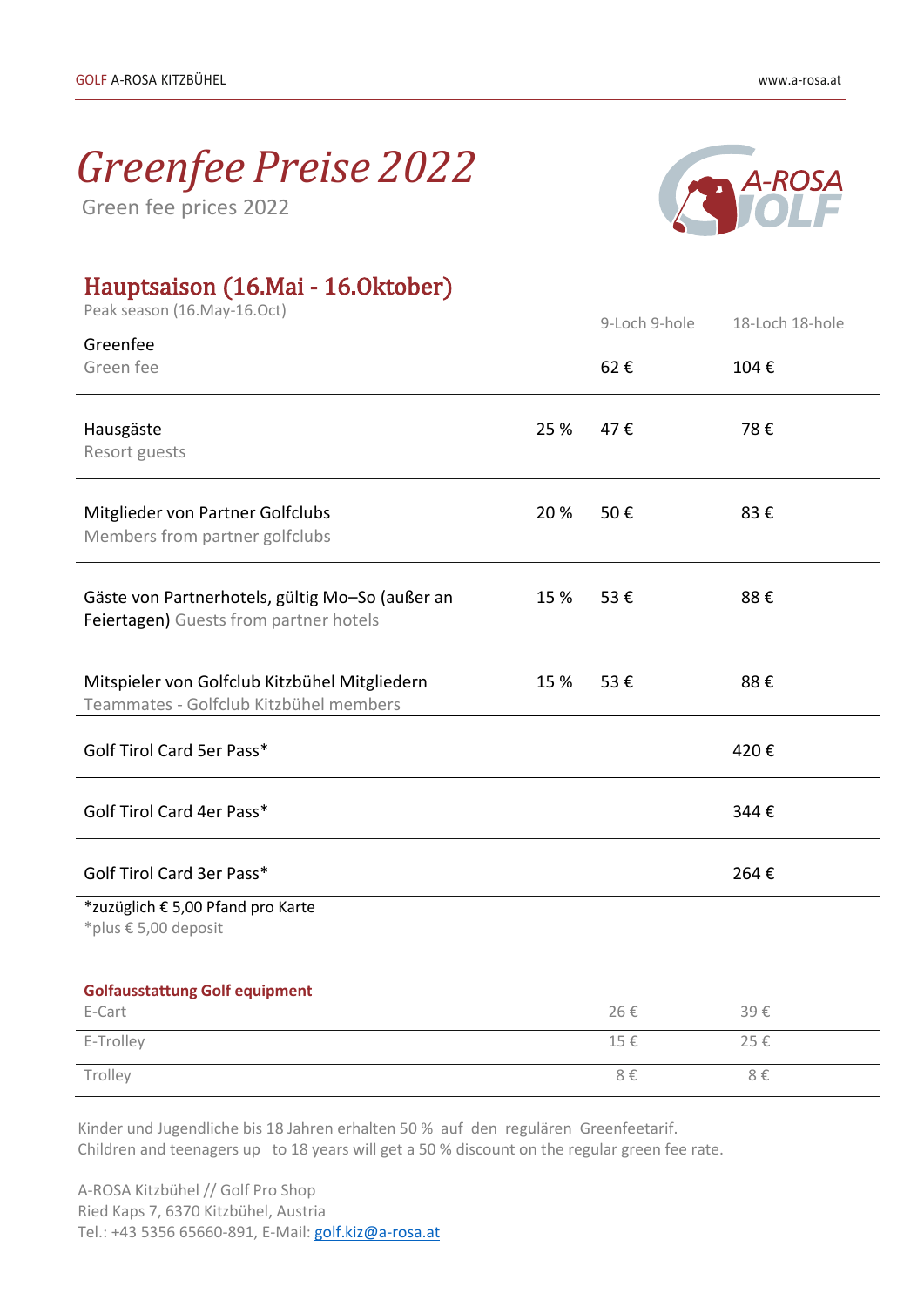# *Greenfee Preise 2022*

Green fee prices 2022

## Hauptsaison (16.Mai - 16.Oktober)

Peak season (16.May-16.Oct)

| | | 9-Loch 9-hole | 18-Loch 18-hole |
|---|---|---|---|
| Greenfee<br>Green fee | | 62 € | 104 € |
| Hausgäste<br>Resort guests | 25 % | 47 € | 78 € |
| Mitglieder von Partner Golfclubs<br>Members from partner golfclubs | 20 % | 50 € | 83 € |
| Gäste von Partnerhotels, gültig Mo–So (außer an Feiertagen) Guests from partner hotels | 15 % | 53 € | 88 € |
| Mitspieler von Golfclub Kitzbühel Mitgliedern<br>Teammates - Golfclub Kitzbühel members | 15 % | 53 € | 88 € |
| Golf Tirol Card 5er Pass* | | | 420 € |
| Golf Tirol Card 4er Pass* | | | 344 € |
| Golf Tirol Card 3er Pass* | | | 264 € |

*zuzüglich € 5,00 Pfand pro Karte
*plus € 5,00 deposit

**Golfausstattung Golf equipment**

| | | |
|---|---|---|
| E-Cart | 26 € | 39 € |
| E-Trolley | 15 € | 25 € |
| Trolley | 8 € | 8 € |

Kinder und Jugendliche bis 18 Jahren erhalten 50 % auf den regulären Greenfeetarif.
Children and teenagers up to 18 years will get a 50 % discount on the regular green fee rate.

A-ROSA Kitzbühel // Golf Pro Shop
Ried Kaps 7, 6370 Kitzbühel, Austria
Tel.: +43 5356 65660-891, E-Mail: golf.kiz@a-rosa.at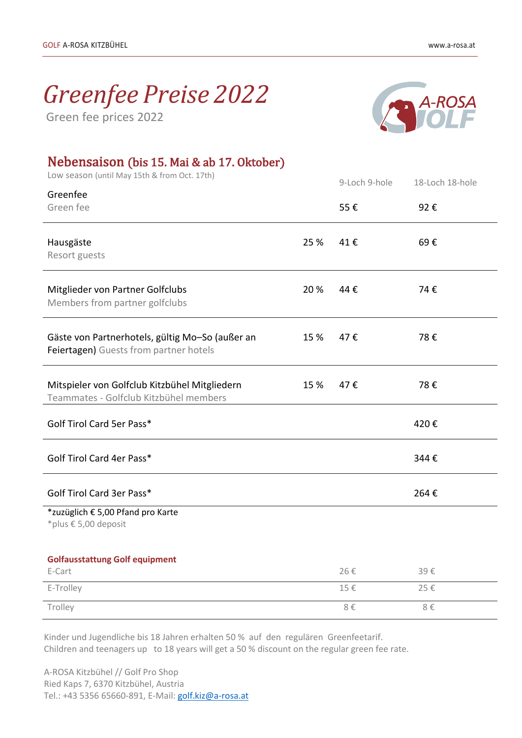# *Greenfee Preise 2022*

Green fee prices 2022

## Nebensaison (bis 15. Mai & ab 17. Oktober)

Low season (until May 15th & from Oct. 17th)

| | | 9-Loch 9-hole | 18-Loch 18-hole |
|---|---|---|---|
| Greenfee<br>Green fee | | 55 € | 92 € |
| Hausgäste<br>Resort guests | 25 % | 41 € | 69 € |
| Mitglieder von Partner Golfclubs<br>Members from partner golfclubs | 20 % | 44 € | 74 € |
| Gäste von Partnerhotels, gültig Mo–So (außer an Feiertagen) Guests from partner hotels | 15 % | 47 € | 78 € |
| Mitspieler von Golfclub Kitzbühel Mitgliedern<br>Teammates - Golfclub Kitzbühel members | 15 % | 47 € | 78 € |
| Golf Tirol Card 5er Pass* | | | 420 € |
| Golf Tirol Card 4er Pass* | | | 344 € |
| Golf Tirol Card 3er Pass* | | | 264 € |

*zuzüglich € 5,00 Pfand pro Karte
*plus € 5,00 deposit

**Golfausstattung Golf equipment**

| | | |
|---|---|---|
| E-Cart | 26 € | 39 € |
| E-Trolley | 15 € | 25 € |
| Trolley | 8 € | 8 € |

Kinder und Jugendliche bis 18 Jahren erhalten 50 % auf den regulären Greenfeetarif.
Children and teenagers up to 18 years will get a 50 % discount on the regular green fee rate.

A-ROSA Kitzbühel // Golf Pro Shop
Ried Kaps 7, 6370 Kitzbühel, Austria
Tel.: +43 5356 65660-891, E-Mail: golf.kiz@a-rosa.at